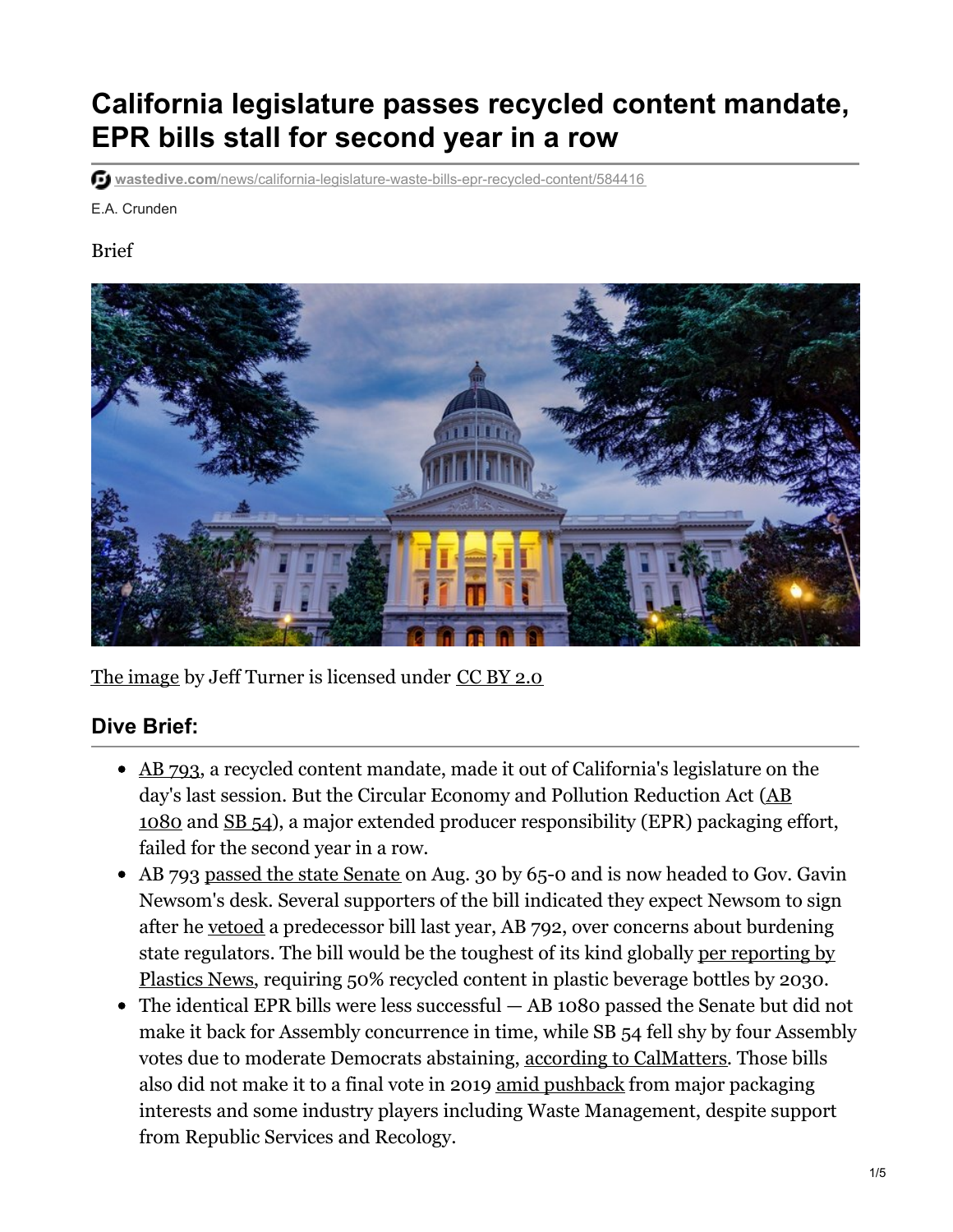# California legislature passes recycled content mandate, EPR bills stall for second year in a row

wastedive.com/news/california-legislature-waste-bills-epr-recycled-content/584416

E.A. Crunden

Brief

The image by Jeff Turner is licensed under CC BY 2.0

## Dive Brief:

- AB 793, a recycled content mandate, made it out of California's legislature on the day's last session. But the Circular Economy and Pollution Reduction Act (AB 1080 and SB 54), a major extended producer responsibility (EPR) packaging effort, failed for the second year in a row.
- AB 793 passed the state Senate on Aug. 30 by 65-0 and is now headed to Gov. Gavin Newsom's desk. Several supporters of the bill indicated they expect Newsom to sign after he vetoed a predecessor bill last year, AB 792, over concerns about burdening state regulators. The bill would be the toughest of its kind globally per reporting by Plastics News, requiring 50% recycled content in plastic beverage bottles by 2030.
- The identical EPR bills were less successful — AB 1080 passed the Senate but did not make it back for Assembly concurrence in time, while SB 54 fell shy by four Assembly votes due to moderate Democrats abstaining, according to CalMatters. Those bills also did not make it to a final vote in 2019 amid pushback from major packaging interests and some industry players including Waste Management, despite support from Republic Services and Recology.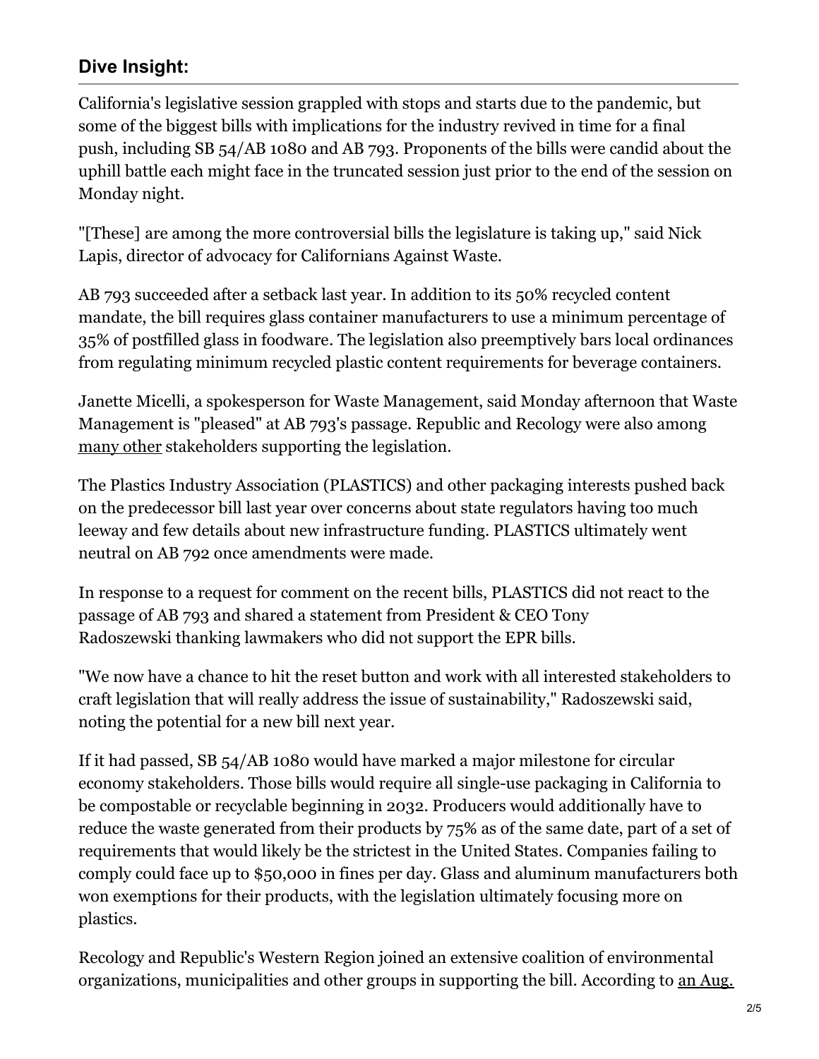## Dive Insight:

California's legislative session grappled with stops and starts due to the pandemic, but some of the biggest bills with implications for the industry revived in time for a final push, including SB 54/AB 1080 and AB 793. Proponents of the bills were candid about the uphill battle each might face in the truncated session just prior to the end of the session on Monday night.

"[These] are among the more controversial bills the legislature is taking up," said Nick Lapis, director of advocacy for Californians Against Waste.

AB 793 succeeded after a setback last year. In addition to its 50% recycled content mandate, the bill requires glass container manufacturers to use a minimum percentage of 35% of postfilled glass in foodware. The legislation also preemptively bars local ordinances from regulating minimum recycled plastic content requirements for beverage containers.

Janette Micelli, a spokesperson for Waste Management, said Monday afternoon that Waste Management is "pleased" at AB 793's passage. Republic and Recology were also among many other stakeholders supporting the legislation.

The Plastics Industry Association (PLASTICS) and other packaging interests pushed back on the predecessor bill last year over concerns about state regulators having too much leeway and few details about new infrastructure funding. PLASTICS ultimately went neutral on AB 792 once amendments were made.

In response to a request for comment on the recent bills, PLASTICS did not react to the passage of AB 793 and shared a statement from President & CEO Tony Radoszewski thanking lawmakers who did not support the EPR bills.

"We now have a chance to hit the reset button and work with all interested stakeholders to craft legislation that will really address the issue of sustainability," Radoszewski said, noting the potential for a new bill next year.

If it had passed, SB 54/AB 1080 would have marked a major milestone for circular economy stakeholders. Those bills would require all single-use packaging in California to be compostable or recyclable beginning in 2032. Producers would additionally have to reduce the waste generated from their products by 75% as of the same date, part of a set of requirements that would likely be the strictest in the United States. Companies failing to comply could face up to $50,000 in fines per day. Glass and aluminum manufacturers both won exemptions for their products, with the legislation ultimately focusing more on plastics.

Recology and Republic's Western Region joined an extensive coalition of environmental organizations, municipalities and other groups in supporting the bill. According to an Aug.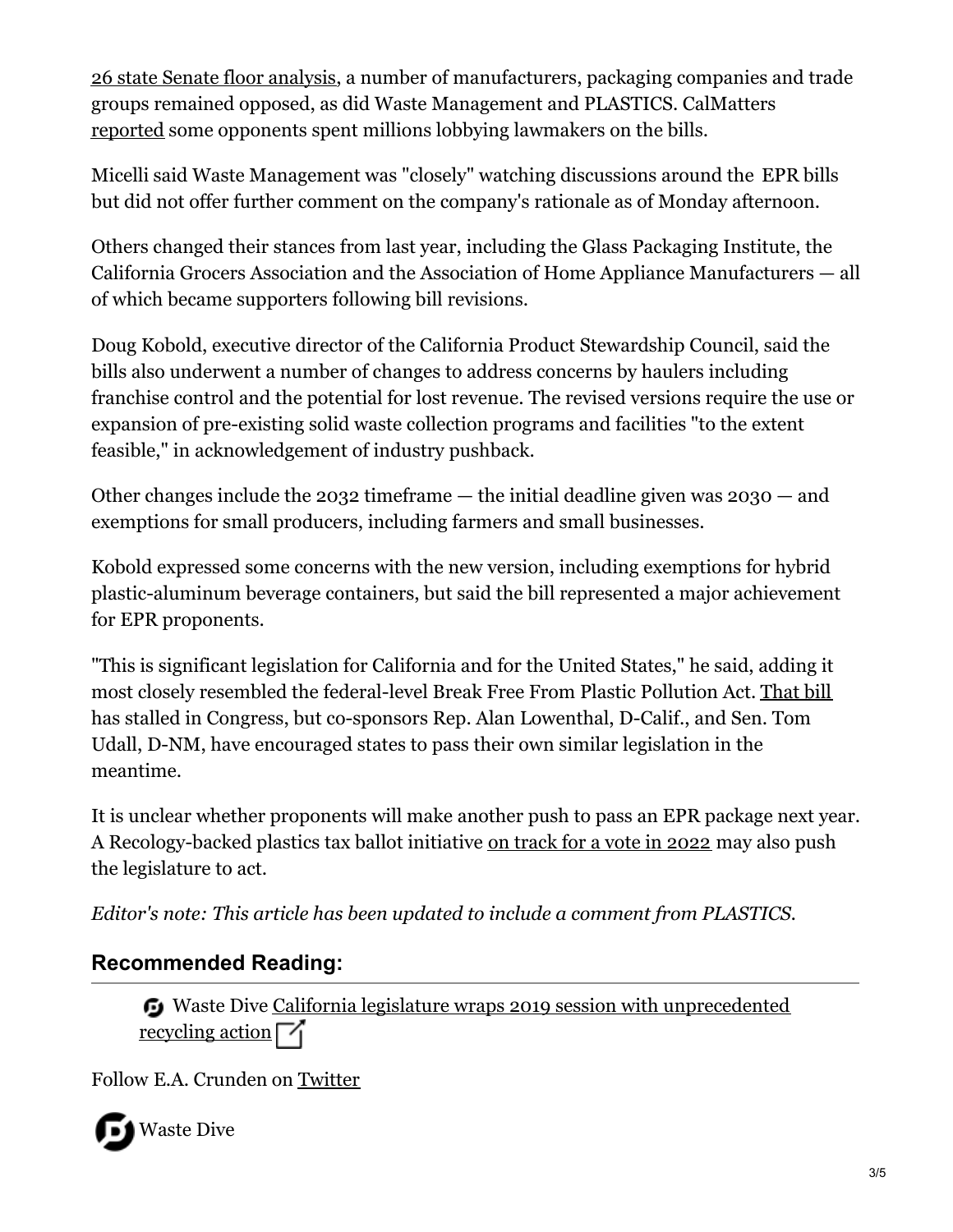26 state Senate floor analysis, a number of manufacturers, packaging companies and trade groups remained opposed, as did Waste Management and PLASTICS. CalMatters reported some opponents spent millions lobbying lawmakers on the bills.

Micelli said Waste Management was "closely" watching discussions around the EPR bills but did not offer further comment on the company's rationale as of Monday afternoon.

Others changed their stances from last year, including the Glass Packaging Institute, the California Grocers Association and the Association of Home Appliance Manufacturers — all of which became supporters following bill revisions.

Doug Kobold, executive director of the California Product Stewardship Council, said the bills also underwent a number of changes to address concerns by haulers including franchise control and the potential for lost revenue. The revised versions require the use or expansion of pre-existing solid waste collection programs and facilities "to the extent feasible," in acknowledgement of industry pushback.

Other changes include the 2032 timeframe — the initial deadline given was 2030 — and exemptions for small producers, including farmers and small businesses.

Kobold expressed some concerns with the new version, including exemptions for hybrid plastic-aluminum beverage containers, but said the bill represented a major achievement for EPR proponents.

"This is significant legislation for California and for the United States," he said, adding it most closely resembled the federal-level Break Free From Plastic Pollution Act. That bill has stalled in Congress, but co-sponsors Rep. Alan Lowenthal, D-Calif., and Sen. Tom Udall, D-NM, have encouraged states to pass their own similar legislation in the meantime.

It is unclear whether proponents will make another push to pass an EPR package next year. A Recology-backed plastics tax ballot initiative on track for a vote in 2022 may also push the legislature to act.

*Editor's note: This article has been updated to include a comment from PLASTICS.*

### Recommended Reading:

Waste Dive California legislature wraps 2019 session with unprecedented recycling action

Follow E.A. Crunden on Twitter

Waste Dive